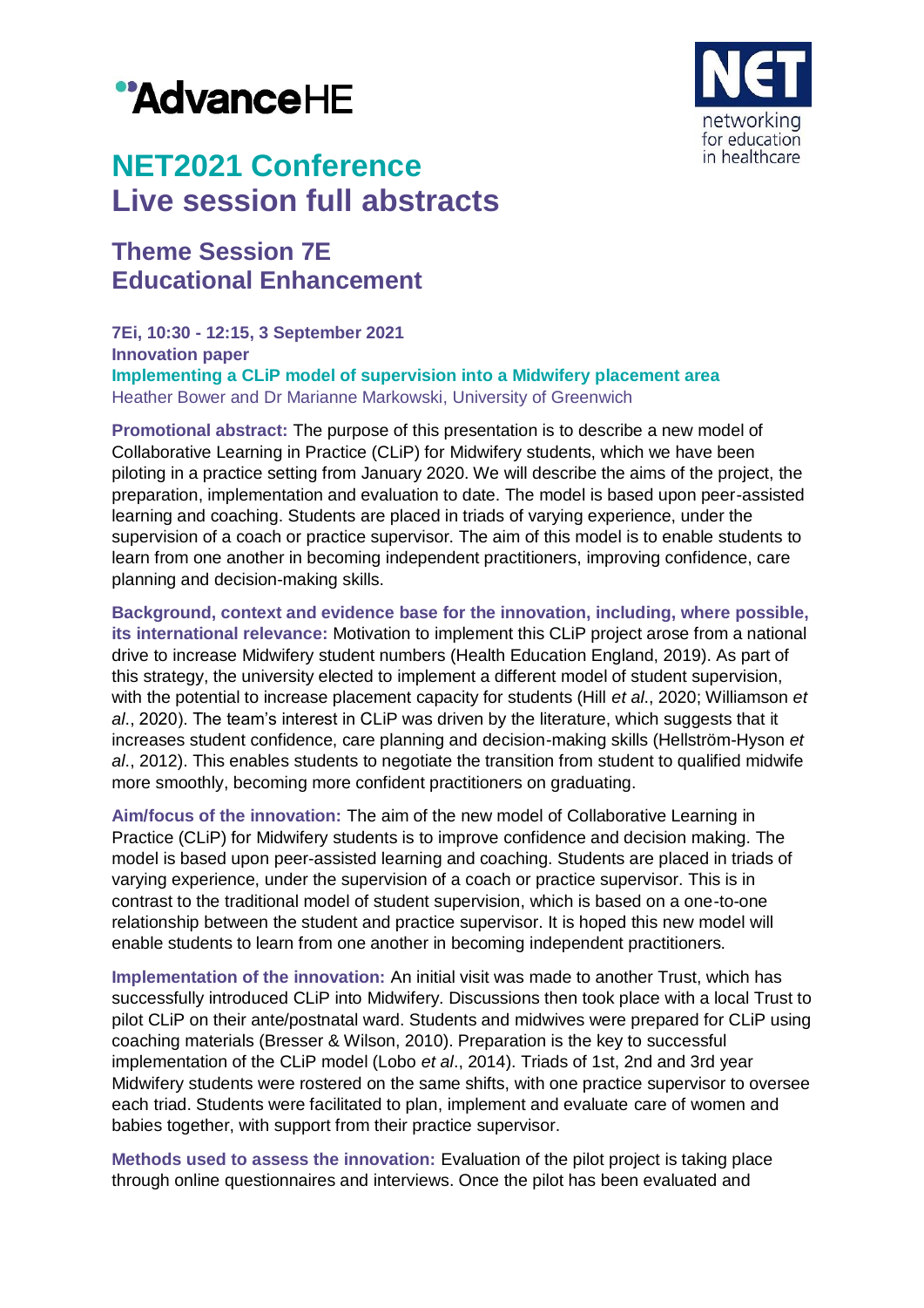# NET2021 Conference
# Live session full abstracts

## Theme Session 7E
## Educational Enhancement

**7Ei, 10:30 - 12:15, 3 September 2021**
**Innovation paper**
**Implementing a CLiP model of supervision into a Midwifery placement area**
Heather Bower and Dr Marianne Markowski, University of Greenwich

**Promotional abstract:** The purpose of this presentation is to describe a new model of Collaborative Learning in Practice (CLiP) for Midwifery students, which we have been piloting in a practice setting from January 2020. We will describe the aims of the project, the preparation, implementation and evaluation to date. The model is based upon peer-assisted learning and coaching. Students are placed in triads of varying experience, under the supervision of a coach or practice supervisor. The aim of this model is to enable students to learn from one another in becoming independent practitioners, improving confidence, care planning and decision-making skills.

**Background, context and evidence base for the innovation, including, where possible, its international relevance:** Motivation to implement this CLiP project arose from a national drive to increase Midwifery student numbers (Health Education England, 2019). As part of this strategy, the university elected to implement a different model of student supervision, with the potential to increase placement capacity for students (Hill *et al*., 2020; Williamson *et al*., 2020). The team's interest in CLiP was driven by the literature, which suggests that it increases student confidence, care planning and decision-making skills (Hellström-Hyson *et al*., 2012). This enables students to negotiate the transition from student to qualified midwife more smoothly, becoming more confident practitioners on graduating.

**Aim/focus of the innovation:** The aim of the new model of Collaborative Learning in Practice (CLiP) for Midwifery students is to improve confidence and decision making. The model is based upon peer-assisted learning and coaching. Students are placed in triads of varying experience, under the supervision of a coach or practice supervisor. This is in contrast to the traditional model of student supervision, which is based on a one-to-one relationship between the student and practice supervisor. It is hoped this new model will enable students to learn from one another in becoming independent practitioners.

**Implementation of the innovation:** An initial visit was made to another Trust, which has successfully introduced CLiP into Midwifery. Discussions then took place with a local Trust to pilot CLiP on their ante/postnatal ward. Students and midwives were prepared for CLiP using coaching materials (Bresser & Wilson, 2010). Preparation is the key to successful implementation of the CLiP model (Lobo *et al*., 2014). Triads of 1st, 2nd and 3rd year Midwifery students were rostered on the same shifts, with one practice supervisor to oversee each triad. Students were facilitated to plan, implement and evaluate care of women and babies together, with support from their practice supervisor.

**Methods used to assess the innovation:** Evaluation of the pilot project is taking place through online questionnaires and interviews. Once the pilot has been evaluated and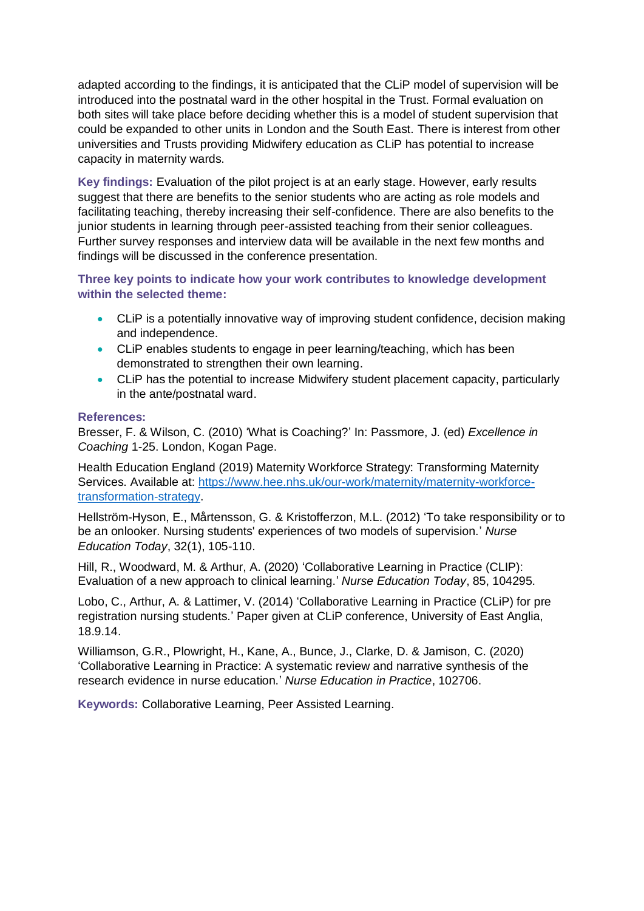adapted according to the findings, it is anticipated that the CLiP model of supervision will be introduced into the postnatal ward in the other hospital in the Trust. Formal evaluation on both sites will take place before deciding whether this is a model of student supervision that could be expanded to other units in London and the South East. There is interest from other universities and Trusts providing Midwifery education as CLiP has potential to increase capacity in maternity wards.

**Key findings:** Evaluation of the pilot project is at an early stage. However, early results suggest that there are benefits to the senior students who are acting as role models and facilitating teaching, thereby increasing their self-confidence. There are also benefits to the junior students in learning through peer-assisted teaching from their senior colleagues. Further survey responses and interview data will be available in the next few months and findings will be discussed in the conference presentation.

**Three key points to indicate how your work contributes to knowledge development within the selected theme:**

- CLiP is a potentially innovative way of improving student confidence, decision making and independence.
- CLiP enables students to engage in peer learning/teaching, which has been demonstrated to strengthen their own learning.
- CLiP has the potential to increase Midwifery student placement capacity, particularly in the ante/postnatal ward.

**References:**

Bresser, F. & Wilson, C. (2010) 'What is Coaching?' In: Passmore, J. (ed) *Excellence in Coaching* 1-25. London, Kogan Page.

Health Education England (2019) Maternity Workforce Strategy: Transforming Maternity Services. Available at: https://www.hee.nhs.uk/our-work/maternity/maternity-workforce-transformation-strategy.

Hellström-Hyson, E., Mårtensson, G. & Kristofferzon, M.L. (2012) 'To take responsibility or to be an onlooker. Nursing students' experiences of two models of supervision.' *Nurse Education Today*, 32(1), 105-110.

Hill, R., Woodward, M. & Arthur, A. (2020) 'Collaborative Learning in Practice (CLIP): Evaluation of a new approach to clinical learning.' *Nurse Education Today*, 85, 104295.

Lobo, C., Arthur, A. & Lattimer, V. (2014) 'Collaborative Learning in Practice (CLiP) for pre registration nursing students.' Paper given at CLiP conference, University of East Anglia, 18.9.14.

Williamson, G.R., Plowright, H., Kane, A., Bunce, J., Clarke, D. & Jamison, C. (2020) 'Collaborative Learning in Practice: A systematic review and narrative synthesis of the research evidence in nurse education.' *Nurse Education in Practice*, 102706.

**Keywords:** Collaborative Learning, Peer Assisted Learning.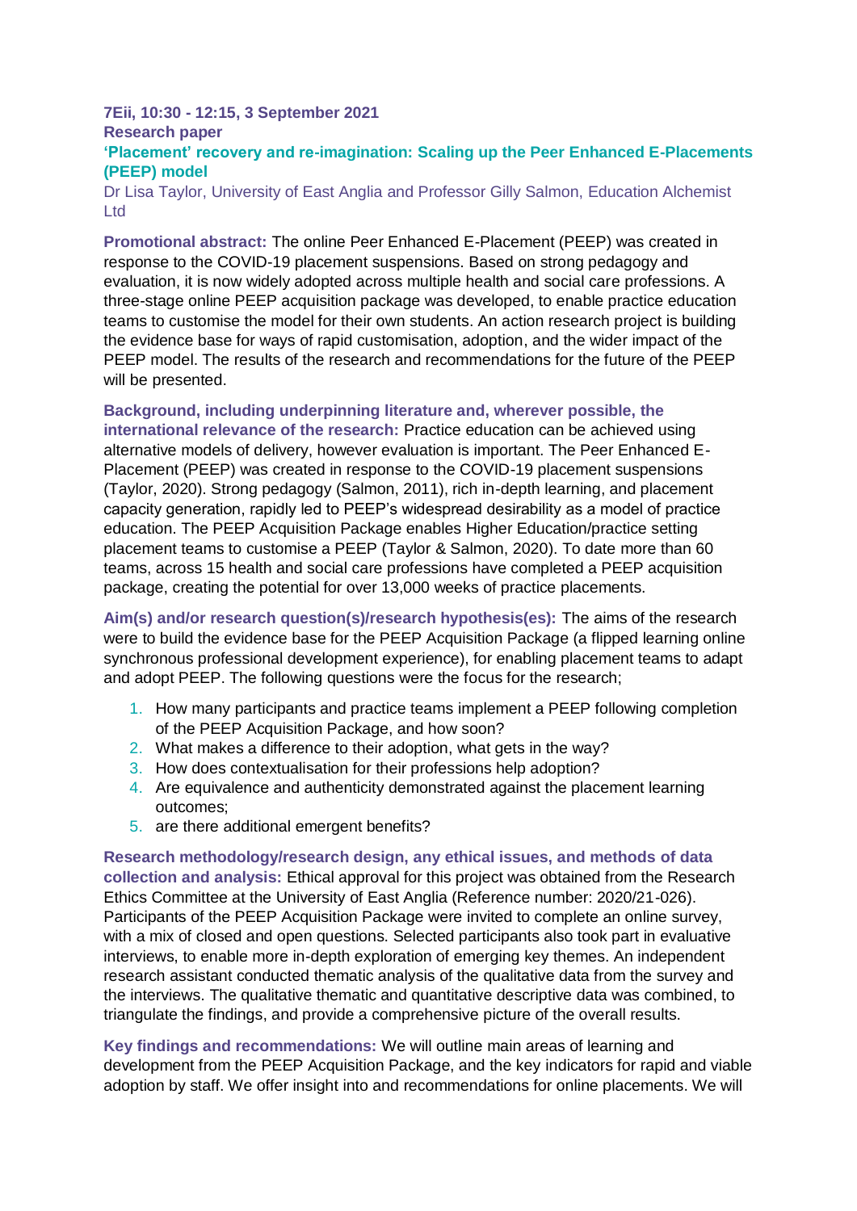**7Eii, 10:30 - 12:15, 3 September 2021**

**Research paper**

## 'Placement' recovery and re-imagination: Scaling up the Peer Enhanced E-Placements (PEEP) model

Dr Lisa Taylor, University of East Anglia and Professor Gilly Salmon, Education Alchemist Ltd

**Promotional abstract:** The online Peer Enhanced E-Placement (PEEP) was created in response to the COVID-19 placement suspensions. Based on strong pedagogy and evaluation, it is now widely adopted across multiple health and social care professions. A three-stage online PEEP acquisition package was developed, to enable practice education teams to customise the model for their own students. An action research project is building the evidence base for ways of rapid customisation, adoption, and the wider impact of the PEEP model. The results of the research and recommendations for the future of the PEEP will be presented.

**Background, including underpinning literature and, wherever possible, the international relevance of the research:** Practice education can be achieved using alternative models of delivery, however evaluation is important. The Peer Enhanced E-Placement (PEEP) was created in response to the COVID-19 placement suspensions (Taylor, 2020). Strong pedagogy (Salmon, 2011), rich in-depth learning, and placement capacity generation, rapidly led to PEEP's widespread desirability as a model of practice education. The PEEP Acquisition Package enables Higher Education/practice setting placement teams to customise a PEEP (Taylor & Salmon, 2020). To date more than 60 teams, across 15 health and social care professions have completed a PEEP acquisition package, creating the potential for over 13,000 weeks of practice placements.

**Aim(s) and/or research question(s)/research hypothesis(es):** The aims of the research were to build the evidence base for the PEEP Acquisition Package (a flipped learning online synchronous professional development experience), for enabling placement teams to adapt and adopt PEEP. The following questions were the focus for the research;

1. How many participants and practice teams implement a PEEP following completion of the PEEP Acquisition Package, and how soon?
2. What makes a difference to their adoption, what gets in the way?
3. How does contextualisation for their professions help adoption?
4. Are equivalence and authenticity demonstrated against the placement learning outcomes;
5. are there additional emergent benefits?

**Research methodology/research design, any ethical issues, and methods of data collection and analysis:** Ethical approval for this project was obtained from the Research Ethics Committee at the University of East Anglia (Reference number: 2020/21-026). Participants of the PEEP Acquisition Package were invited to complete an online survey, with a mix of closed and open questions. Selected participants also took part in evaluative interviews, to enable more in-depth exploration of emerging key themes. An independent research assistant conducted thematic analysis of the qualitative data from the survey and the interviews. The qualitative thematic and quantitative descriptive data was combined, to triangulate the findings, and provide a comprehensive picture of the overall results.

**Key findings and recommendations:** We will outline main areas of learning and development from the PEEP Acquisition Package, and the key indicators for rapid and viable adoption by staff. We offer insight into and recommendations for online placements. We will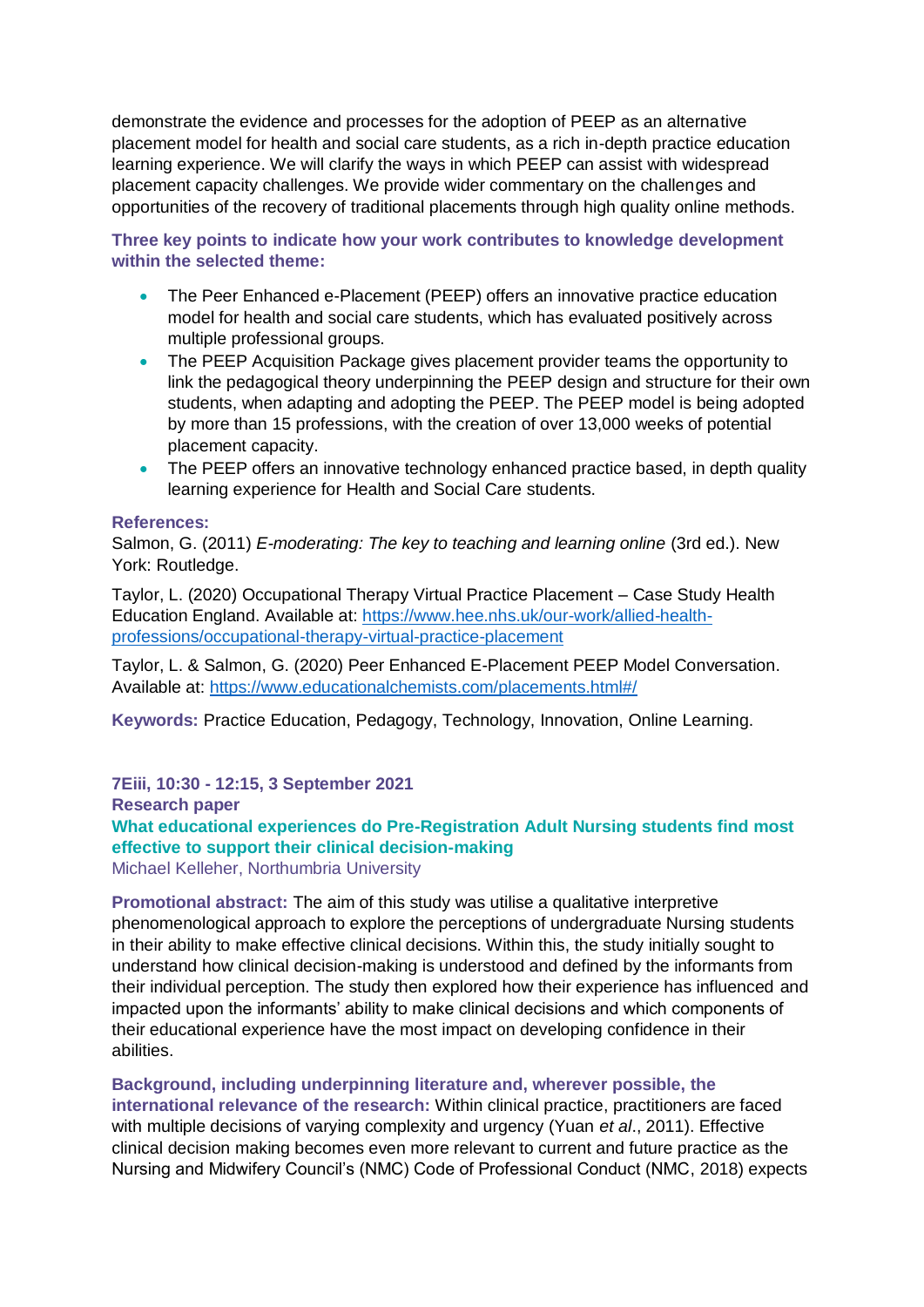demonstrate the evidence and processes for the adoption of PEEP as an alternative placement model for health and social care students, as a rich in-depth practice education learning experience. We will clarify the ways in which PEEP can assist with widespread placement capacity challenges. We provide wider commentary on the challenges and opportunities of the recovery of traditional placements through high quality online methods.

**Three key points to indicate how your work contributes to knowledge development within the selected theme:**

- The Peer Enhanced e-Placement (PEEP) offers an innovative practice education model for health and social care students, which has evaluated positively across multiple professional groups.
- The PEEP Acquisition Package gives placement provider teams the opportunity to link the pedagogical theory underpinning the PEEP design and structure for their own students, when adapting and adopting the PEEP. The PEEP model is being adopted by more than 15 professions, with the creation of over 13,000 weeks of potential placement capacity.
- The PEEP offers an innovative technology enhanced practice based, in depth quality learning experience for Health and Social Care students.

**References:**

Salmon, G. (2011) *E-moderating: The key to teaching and learning online* (3rd ed.). New York: Routledge.

Taylor, L. (2020) Occupational Therapy Virtual Practice Placement – Case Study Health Education England. Available at: https://www.hee.nhs.uk/our-work/allied-health-professions/occupational-therapy-virtual-practice-placement

Taylor, L. & Salmon, G. (2020) Peer Enhanced E-Placement PEEP Model Conversation. Available at: https://www.educationalchemists.com/placements.html#/

**Keywords:** Practice Education, Pedagogy, Technology, Innovation, Online Learning.

**7Eiii, 10:30 - 12:15, 3 September 2021**
**Research paper**

## What educational experiences do Pre-Registration Adult Nursing students find most effective to support their clinical decision-making

Michael Kelleher, Northumbria University

**Promotional abstract:** The aim of this study was utilise a qualitative interpretive phenomenological approach to explore the perceptions of undergraduate Nursing students in their ability to make effective clinical decisions. Within this, the study initially sought to understand how clinical decision-making is understood and defined by the informants from their individual perception. The study then explored how their experience has influenced and impacted upon the informants' ability to make clinical decisions and which components of their educational experience have the most impact on developing confidence in their abilities.

**Background, including underpinning literature and, wherever possible, the international relevance of the research:** Within clinical practice, practitioners are faced with multiple decisions of varying complexity and urgency (Yuan *et al*., 2011). Effective clinical decision making becomes even more relevant to current and future practice as the Nursing and Midwifery Council's (NMC) Code of Professional Conduct (NMC, 2018) expects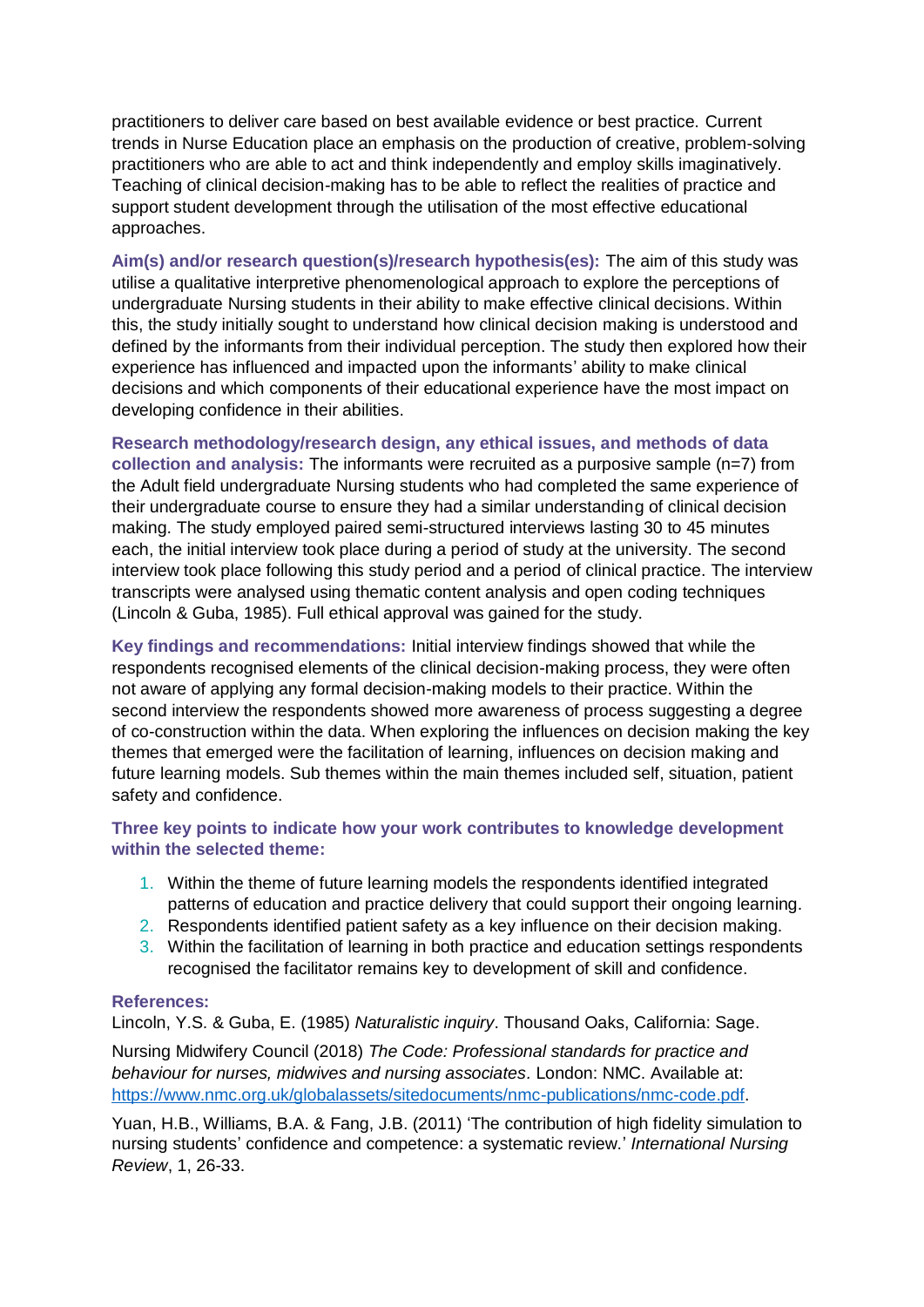practitioners to deliver care based on best available evidence or best practice. Current trends in Nurse Education place an emphasis on the production of creative, problem-solving practitioners who are able to act and think independently and employ skills imaginatively. Teaching of clinical decision-making has to be able to reflect the realities of practice and support student development through the utilisation of the most effective educational approaches.

**Aim(s) and/or research question(s)/research hypothesis(es):** The aim of this study was utilise a qualitative interpretive phenomenological approach to explore the perceptions of undergraduate Nursing students in their ability to make effective clinical decisions. Within this, the study initially sought to understand how clinical decision making is understood and defined by the informants from their individual perception. The study then explored how their experience has influenced and impacted upon the informants' ability to make clinical decisions and which components of their educational experience have the most impact on developing confidence in their abilities.

**Research methodology/research design, any ethical issues, and methods of data collection and analysis:** The informants were recruited as a purposive sample (n=7) from the Adult field undergraduate Nursing students who had completed the same experience of their undergraduate course to ensure they had a similar understanding of clinical decision making. The study employed paired semi-structured interviews lasting 30 to 45 minutes each, the initial interview took place during a period of study at the university. The second interview took place following this study period and a period of clinical practice. The interview transcripts were analysed using thematic content analysis and open coding techniques (Lincoln & Guba, 1985). Full ethical approval was gained for the study.

**Key findings and recommendations:** Initial interview findings showed that while the respondents recognised elements of the clinical decision-making process, they were often not aware of applying any formal decision-making models to their practice. Within the second interview the respondents showed more awareness of process suggesting a degree of co-construction within the data. When exploring the influences on decision making the key themes that emerged were the facilitation of learning, influences on decision making and future learning models. Sub themes within the main themes included self, situation, patient safety and confidence.

**Three key points to indicate how your work contributes to knowledge development within the selected theme:**

1. Within the theme of future learning models the respondents identified integrated patterns of education and practice delivery that could support their ongoing learning.
2. Respondents identified patient safety as a key influence on their decision making.
3. Within the facilitation of learning in both practice and education settings respondents recognised the facilitator remains key to development of skill and confidence.

**References:**

Lincoln, Y.S. & Guba, E. (1985) *Naturalistic inquiry*. Thousand Oaks, California: Sage.

Nursing Midwifery Council (2018) *The Code: Professional standards for practice and behaviour for nurses, midwives and nursing associates.* London: NMC. Available at: https://www.nmc.org.uk/globalassets/sitedocuments/nmc-publications/nmc-code.pdf.

Yuan, H.B., Williams, B.A. & Fang, J.B. (2011) 'The contribution of high fidelity simulation to nursing students' confidence and competence: a systematic review.' *International Nursing Review*, 1, 26-33.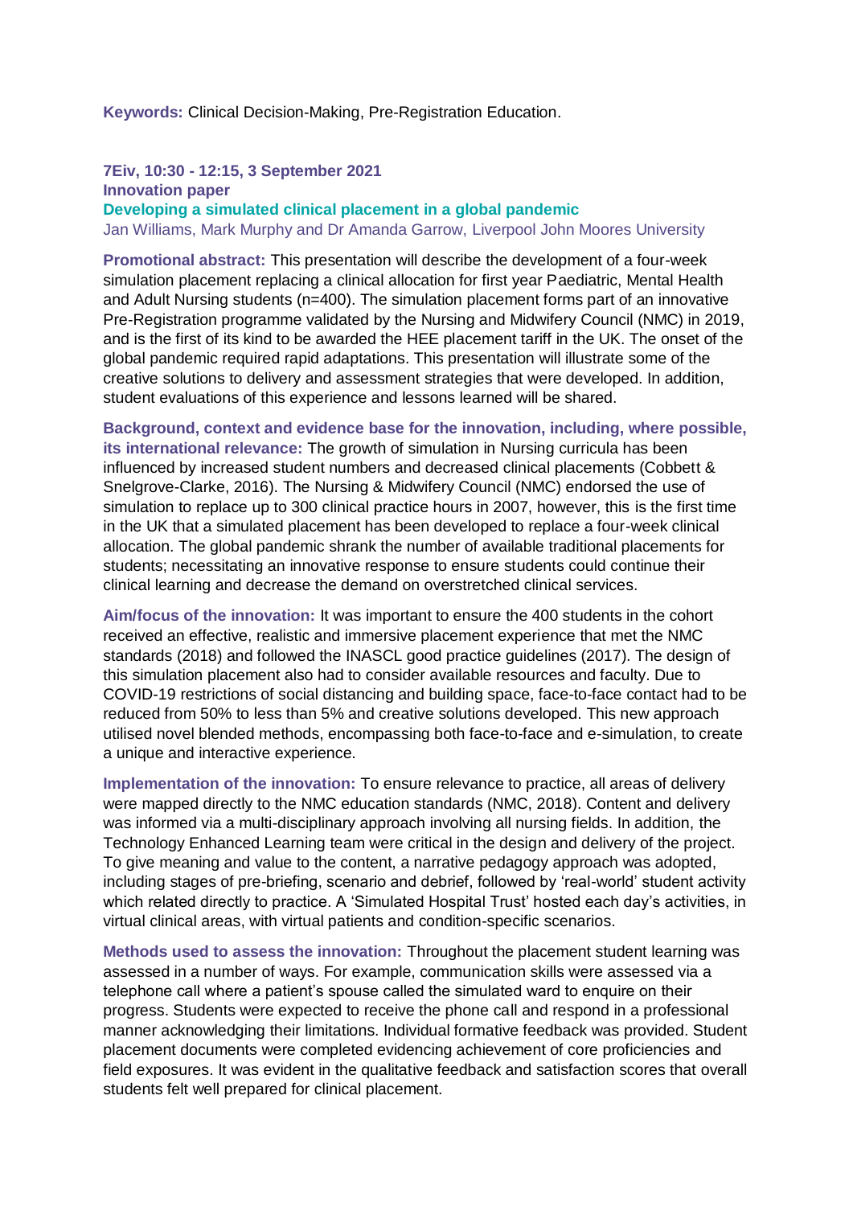**Keywords:** Clinical Decision-Making, Pre-Registration Education.

**7Eiv, 10:30 - 12:15, 3 September 2021**
**Innovation paper**

## Developing a simulated clinical placement in a global pandemic

Jan Williams, Mark Murphy and Dr Amanda Garrow, Liverpool John Moores University

**Promotional abstract:** This presentation will describe the development of a four-week simulation placement replacing a clinical allocation for first year Paediatric, Mental Health and Adult Nursing students (n=400). The simulation placement forms part of an innovative Pre-Registration programme validated by the Nursing and Midwifery Council (NMC) in 2019, and is the first of its kind to be awarded the HEE placement tariff in the UK. The onset of the global pandemic required rapid adaptations. This presentation will illustrate some of the creative solutions to delivery and assessment strategies that were developed. In addition, student evaluations of this experience and lessons learned will be shared.

**Background, context and evidence base for the innovation, including, where possible, its international relevance:** The growth of simulation in Nursing curricula has been influenced by increased student numbers and decreased clinical placements (Cobbett & Snelgrove-Clarke, 2016). The Nursing & Midwifery Council (NMC) endorsed the use of simulation to replace up to 300 clinical practice hours in 2007, however, this is the first time in the UK that a simulated placement has been developed to replace a four-week clinical allocation. The global pandemic shrank the number of available traditional placements for students; necessitating an innovative response to ensure students could continue their clinical learning and decrease the demand on overstretched clinical services.

**Aim/focus of the innovation:** It was important to ensure the 400 students in the cohort received an effective, realistic and immersive placement experience that met the NMC standards (2018) and followed the INASCL good practice guidelines (2017). The design of this simulation placement also had to consider available resources and faculty. Due to COVID-19 restrictions of social distancing and building space, face-to-face contact had to be reduced from 50% to less than 5% and creative solutions developed. This new approach utilised novel blended methods, encompassing both face-to-face and e-simulation, to create a unique and interactive experience.

**Implementation of the innovation:** To ensure relevance to practice, all areas of delivery were mapped directly to the NMC education standards (NMC, 2018). Content and delivery was informed via a multi-disciplinary approach involving all nursing fields. In addition, the Technology Enhanced Learning team were critical in the design and delivery of the project. To give meaning and value to the content, a narrative pedagogy approach was adopted, including stages of pre-briefing, scenario and debrief, followed by 'real-world' student activity which related directly to practice. A 'Simulated Hospital Trust' hosted each day's activities, in virtual clinical areas, with virtual patients and condition-specific scenarios.

**Methods used to assess the innovation:** Throughout the placement student learning was assessed in a number of ways. For example, communication skills were assessed via a telephone call where a patient's spouse called the simulated ward to enquire on their progress. Students were expected to receive the phone call and respond in a professional manner acknowledging their limitations. Individual formative feedback was provided. Student placement documents were completed evidencing achievement of core proficiencies and field exposures. It was evident in the qualitative feedback and satisfaction scores that overall students felt well prepared for clinical placement.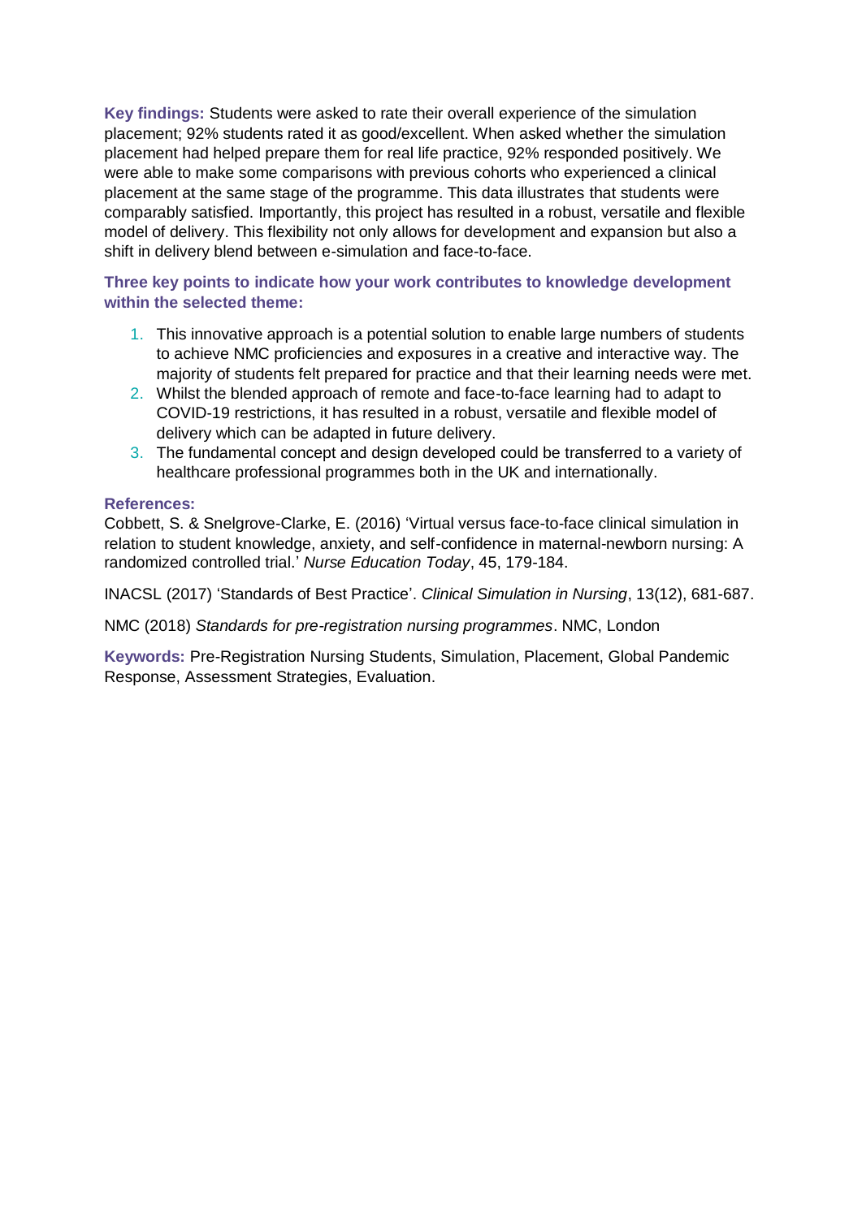**Key findings:** Students were asked to rate their overall experience of the simulation placement; 92% students rated it as good/excellent. When asked whether the simulation placement had helped prepare them for real life practice, 92% responded positively. We were able to make some comparisons with previous cohorts who experienced a clinical placement at the same stage of the programme. This data illustrates that students were comparably satisfied. Importantly, this project has resulted in a robust, versatile and flexible model of delivery. This flexibility not only allows for development and expansion but also a shift in delivery blend between e-simulation and face-to-face.

**Three key points to indicate how your work contributes to knowledge development within the selected theme:**

1. This innovative approach is a potential solution to enable large numbers of students to achieve NMC proficiencies and exposures in a creative and interactive way. The majority of students felt prepared for practice and that their learning needs were met.
2. Whilst the blended approach of remote and face-to-face learning had to adapt to COVID-19 restrictions, it has resulted in a robust, versatile and flexible model of delivery which can be adapted in future delivery.
3. The fundamental concept and design developed could be transferred to a variety of healthcare professional programmes both in the UK and internationally.

**References:**

Cobbett, S. & Snelgrove-Clarke, E. (2016) 'Virtual versus face-to-face clinical simulation in relation to student knowledge, anxiety, and self-confidence in maternal-newborn nursing: A randomized controlled trial.' *Nurse Education Today*, 45, 179-184.

INACSL (2017) 'Standards of Best Practice'. *Clinical Simulation in Nursing*, 13(12), 681-687.

NMC (2018) *Standards for pre-registration nursing programmes*. NMC, London

**Keywords:** Pre-Registration Nursing Students, Simulation, Placement, Global Pandemic Response, Assessment Strategies, Evaluation.